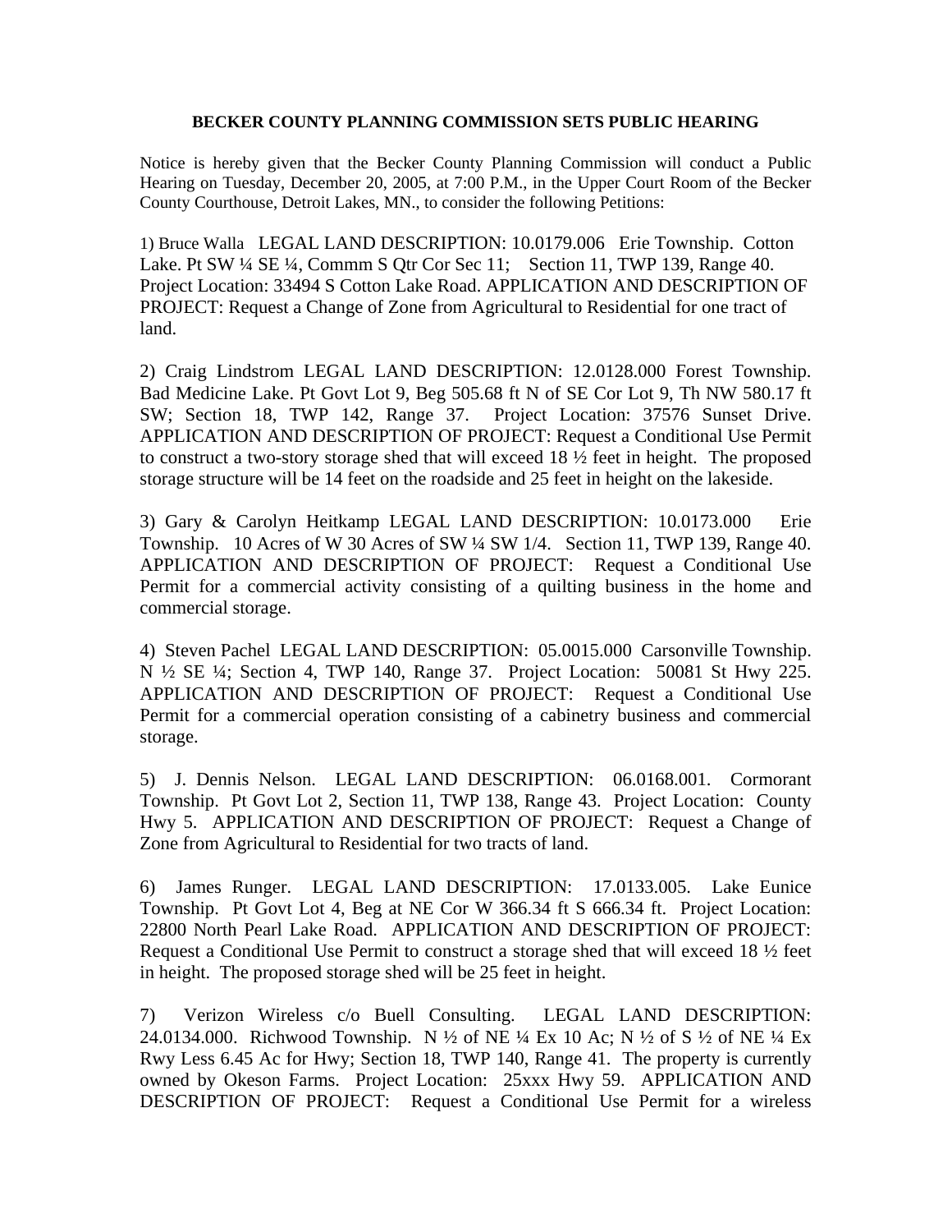**BECKER COUNTY PLANNING COMMISSION SETS PUBLIC HEARING**

Notice is hereby given that the Becker County Planning Commission will conduct a Public Hearing on Tuesday, December 20, 2005, at 7:00 P.M., in the Upper Court Room of the Becker County Courthouse, Detroit Lakes, MN., to consider the following Petitions:

1) Bruce Walla LEGAL LAND DESCRIPTION: 10.0179.006 Erie Township. Cotton Lake. Pt SW ¼ SE ¼, Commm S Qtr Cor Sec 11; Section 11, TWP 139, Range 40. Project Location: 33494 S Cotton Lake Road. APPLICATION AND DESCRIPTION OF PROJECT: Request a Change of Zone from Agricultural to Residential for one tract of land.

2) Craig Lindstrom LEGAL LAND DESCRIPTION: 12.0128.000 Forest Township. Bad Medicine Lake. Pt Govt Lot 9, Beg 505.68 ft N of SE Cor Lot 9, Th NW 580.17 ft SW; Section 18, TWP 142, Range 37. Project Location: 37576 Sunset Drive. APPLICATION AND DESCRIPTION OF PROJECT: Request a Conditional Use Permit to construct a two-story storage shed that will exceed 18 ½ feet in height. The proposed storage structure will be 14 feet on the roadside and 25 feet in height on the lakeside.

3) Gary & Carolyn Heitkamp LEGAL LAND DESCRIPTION: 10.0173.000 Erie Township. 10 Acres of W 30 Acres of SW ¼ SW 1/4. Section 11, TWP 139, Range 40. APPLICATION AND DESCRIPTION OF PROJECT: Request a Conditional Use Permit for a commercial activity consisting of a quilting business in the home and commercial storage.

4) Steven Pachel LEGAL LAND DESCRIPTION: 05.0015.000 Carsonville Township. N ½ SE ¼; Section 4, TWP 140, Range 37. Project Location: 50081 St Hwy 225. APPLICATION AND DESCRIPTION OF PROJECT: Request a Conditional Use Permit for a commercial operation consisting of a cabinetry business and commercial storage.

5) J. Dennis Nelson. LEGAL LAND DESCRIPTION: 06.0168.001. Cormorant Township. Pt Govt Lot 2, Section 11, TWP 138, Range 43. Project Location: County Hwy 5. APPLICATION AND DESCRIPTION OF PROJECT: Request a Change of Zone from Agricultural to Residential for two tracts of land.

6) James Runger. LEGAL LAND DESCRIPTION: 17.0133.005. Lake Eunice Township. Pt Govt Lot 4, Beg at NE Cor W 366.34 ft S 666.34 ft. Project Location: 22800 North Pearl Lake Road. APPLICATION AND DESCRIPTION OF PROJECT: Request a Conditional Use Permit to construct a storage shed that will exceed 18 ½ feet in height. The proposed storage shed will be 25 feet in height.

7) Verizon Wireless c/o Buell Consulting. LEGAL LAND DESCRIPTION: 24.0134.000. Richwood Township. N ½ of NE ¼ Ex 10 Ac; N ½ of S ½ of NE ¼ Ex Rwy Less 6.45 Ac for Hwy; Section 18, TWP 140, Range 41. The property is currently owned by Okeson Farms. Project Location: 25xxx Hwy 59. APPLICATION AND DESCRIPTION OF PROJECT: Request a Conditional Use Permit for a wireless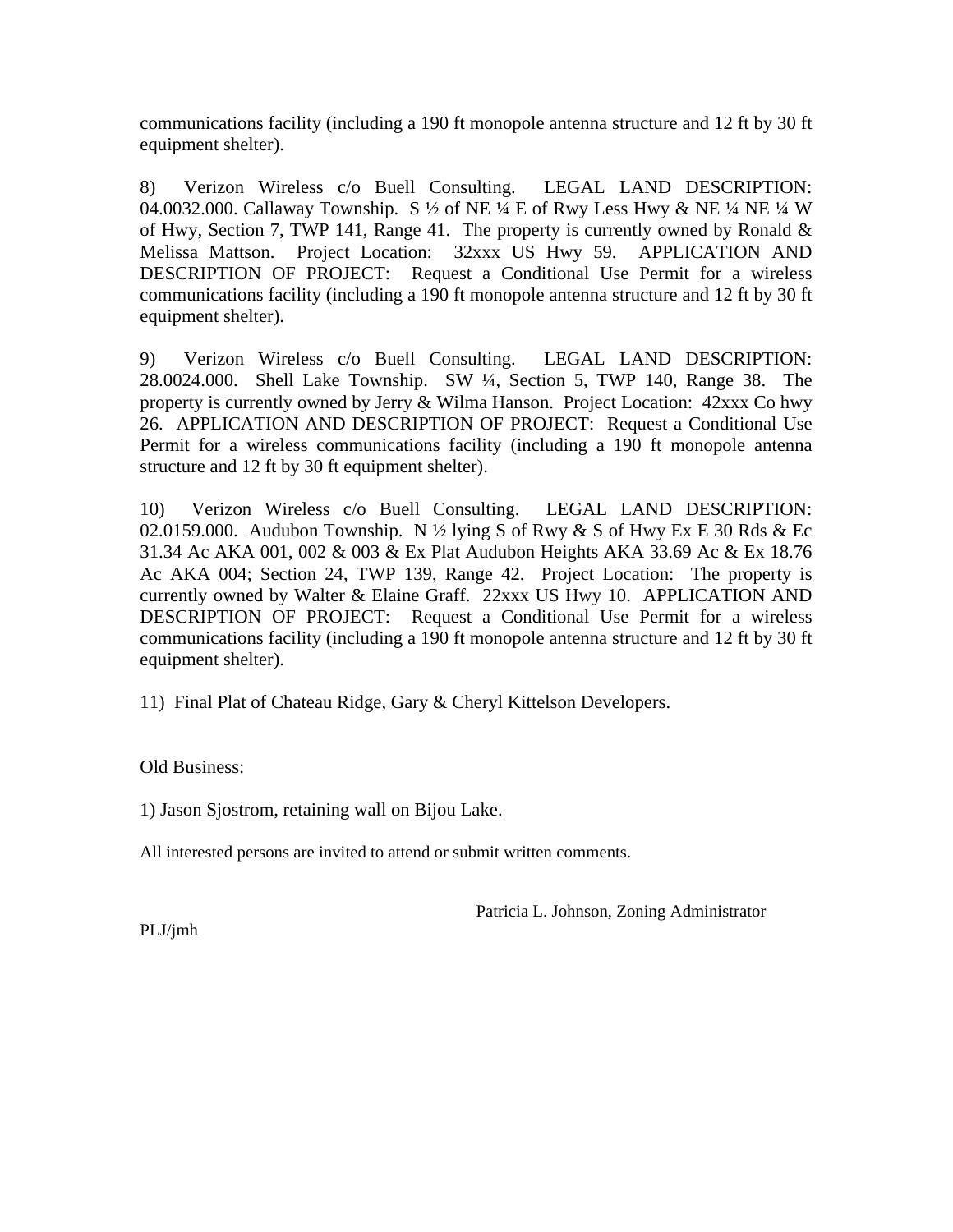communications facility (including a 190 ft monopole antenna structure and 12 ft by 30 ft equipment shelter).

8) Verizon Wireless c/o Buell Consulting. LEGAL LAND DESCRIPTION: 04.0032.000. Callaway Township. S ½ of NE ¼ E of Rwy Less Hwy & NE ¼ NE ¼ W of Hwy, Section 7, TWP 141, Range 41. The property is currently owned by Ronald & Melissa Mattson. Project Location: 32xxx US Hwy 59. APPLICATION AND DESCRIPTION OF PROJECT: Request a Conditional Use Permit for a wireless communications facility (including a 190 ft monopole antenna structure and 12 ft by 30 ft equipment shelter).

9) Verizon Wireless c/o Buell Consulting. LEGAL LAND DESCRIPTION: 28.0024.000. Shell Lake Township. SW ¼, Section 5, TWP 140, Range 38. The property is currently owned by Jerry & Wilma Hanson. Project Location: 42xxx Co hwy 26. APPLICATION AND DESCRIPTION OF PROJECT: Request a Conditional Use Permit for a wireless communications facility (including a 190 ft monopole antenna structure and 12 ft by 30 ft equipment shelter).

10) Verizon Wireless c/o Buell Consulting. LEGAL LAND DESCRIPTION: 02.0159.000. Audubon Township. N ½ lying S of Rwy & S of Hwy Ex E 30 Rds & Ec 31.34 Ac AKA 001, 002 & 003 & Ex Plat Audubon Heights AKA 33.69 Ac & Ex 18.76 Ac AKA 004; Section 24, TWP 139, Range 42. Project Location: The property is currently owned by Walter & Elaine Graff. 22xxx US Hwy 10. APPLICATION AND DESCRIPTION OF PROJECT: Request a Conditional Use Permit for a wireless communications facility (including a 190 ft monopole antenna structure and 12 ft by 30 ft equipment shelter).

11) Final Plat of Chateau Ridge, Gary & Cheryl Kittelson Developers.

Old Business:

1) Jason Sjostrom, retaining wall on Bijou Lake.

All interested persons are invited to attend or submit written comments.

Patricia L. Johnson, Zoning Administrator

PLJ/jmh